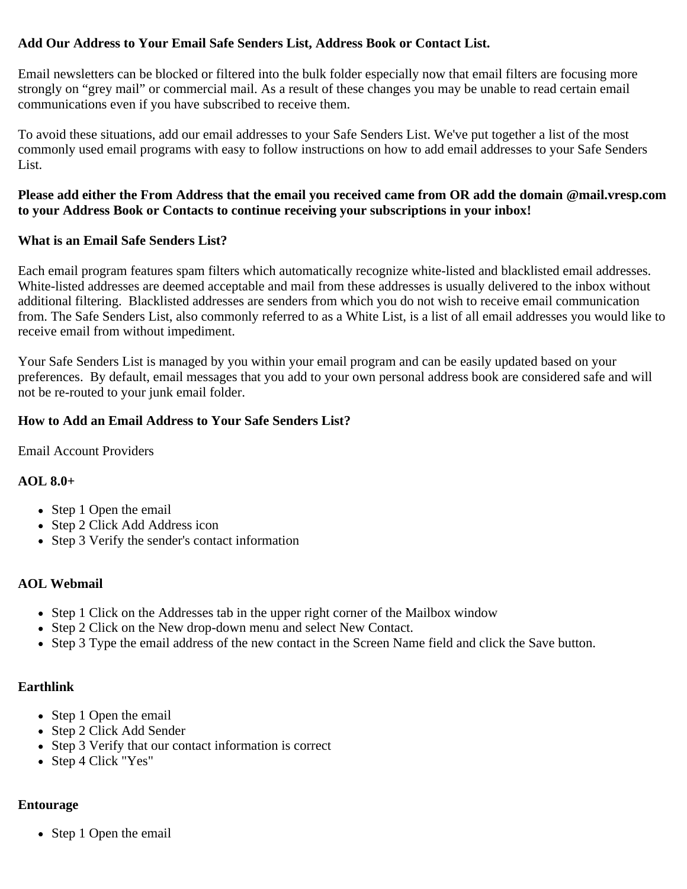**Add Our Address to Your Email Safe Senders List, Address Book or Contact List.**

Email newsletters can be blocked or filtered into the bulk folder especially now that email filters are focusing more strongly on “grey mail” or commercial mail. As a result of these changes you may be unable to read certain email communications even if you have subscribed to receive them.

To avoid these situations, add our email addresses to your Safe Senders List. We've put together a list of the most commonly used email programs with easy to follow instructions on how to add email addresses to your Safe Senders List.

**Please add either the From Address that the email you received came from OR add the domain @mail.vresp.com to your Address Book or Contacts to continue receiving your subscriptions in your inbox!**

**What is an Email Safe Senders List?**

Each email program features spam filters which automatically recognize white-listed and blacklisted email addresses. White-listed addresses are deemed acceptable and mail from these addresses is usually delivered to the inbox without additional filtering. Blacklisted addresses are senders from which you do not wish to receive email communication from. The Safe Senders List, also commonly referred to as a White List, is a list of all email addresses you would like to receive email from without impediment.

Your Safe Senders List is managed by you within your email program and can be easily updated based on your preferences. By default, email messages that you add to your own personal address book are considered safe and will not be re-routed to your junk email folder.

**How to Add an Email Address to Your Safe Senders List?**

Email Account Providers

**AOL 8.0+**

- Step 1 Open the email
- Step 2 Click Add Address icon
- Step 3 Verify the sender's contact information

**AOL Webmail**

- Step 1 Click on the Addresses tab in the upper right corner of the Mailbox window
- Step 2 Click on the New drop-down menu and select New Contact.
- Step 3 Type the email address of the new contact in the Screen Name field and click the Save button.

**Earthlink**

- Step 1 Open the email
- Step 2 Click Add Sender
- Step 3 Verify that our contact information is correct
- Step 4 Click "Yes"

**Entourage**

- Step 1 Open the email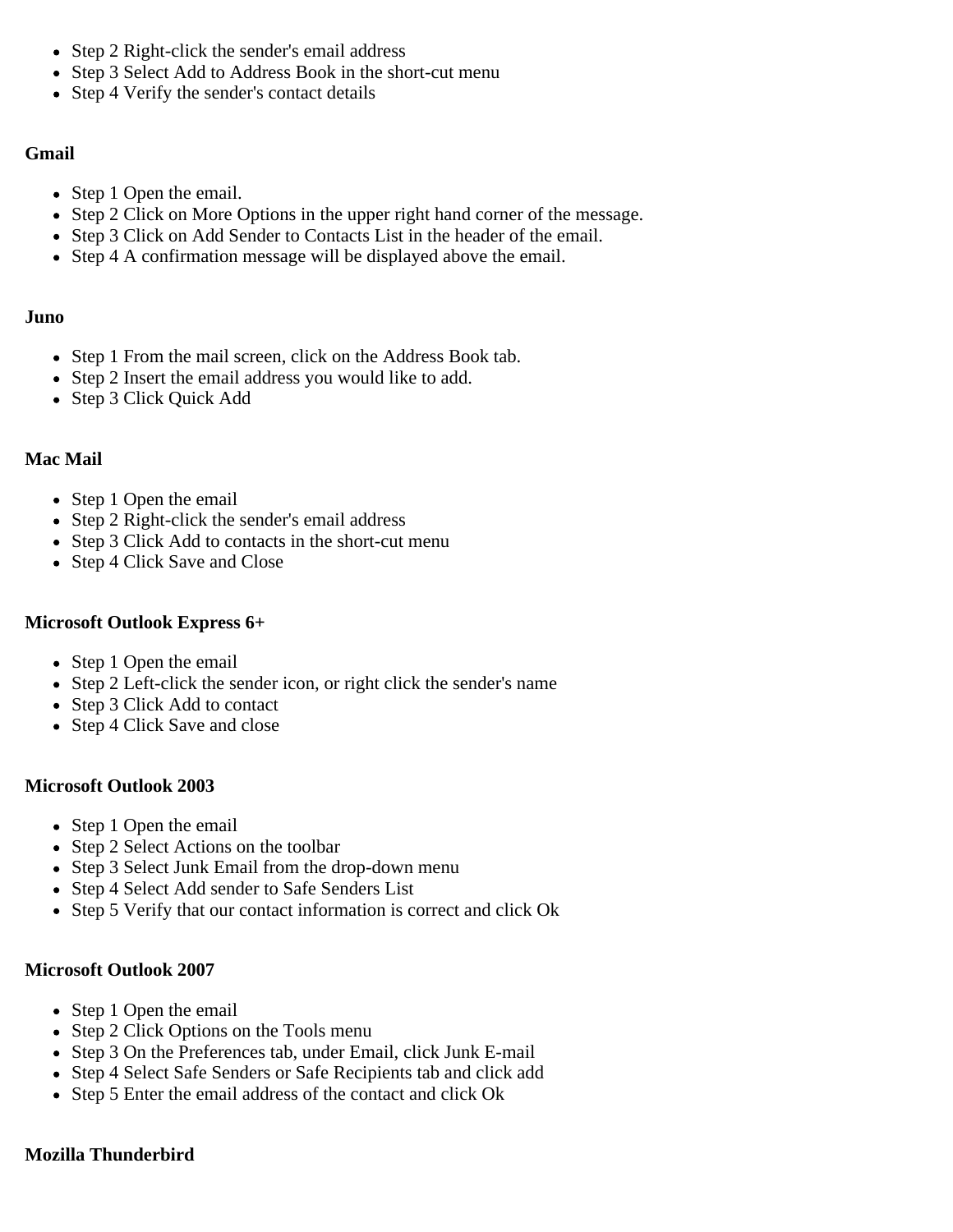- Step 2 Right-click the sender's email address
- Step 3 Select Add to Address Book in the short-cut menu
- Step 4 Verify the sender's contact details

**Gmail**

- Step 1 Open the email.
- Step 2 Click on More Options in the upper right hand corner of the message.
- Step 3 Click on Add Sender to Contacts List in the header of the email.
- Step 4 A confirmation message will be displayed above the email.

**Juno**

- Step 1 From the mail screen, click on the Address Book tab.
- Step 2 Insert the email address you would like to add.
- Step 3 Click Quick Add

**Mac Mail**

- Step 1 Open the email
- Step 2 Right-click the sender's email address
- Step 3 Click Add to contacts in the short-cut menu
- Step 4 Click Save and Close

**Microsoft Outlook Express 6+**

- Step 1 Open the email
- Step 2 Left-click the sender icon, or right click the sender's name
- Step 3 Click Add to contact
- Step 4 Click Save and close

**Microsoft Outlook 2003**

- Step 1 Open the email
- Step 2 Select Actions on the toolbar
- Step 3 Select Junk Email from the drop-down menu
- Step 4 Select Add sender to Safe Senders List
- Step 5 Verify that our contact information is correct and click Ok

**Microsoft Outlook 2007**

- Step 1 Open the email
- Step 2 Click Options on the Tools menu
- Step 3 On the Preferences tab, under Email, click Junk E-mail
- Step 4 Select Safe Senders or Safe Recipients tab and click add
- Step 5 Enter the email address of the contact and click Ok

**Mozilla Thunderbird**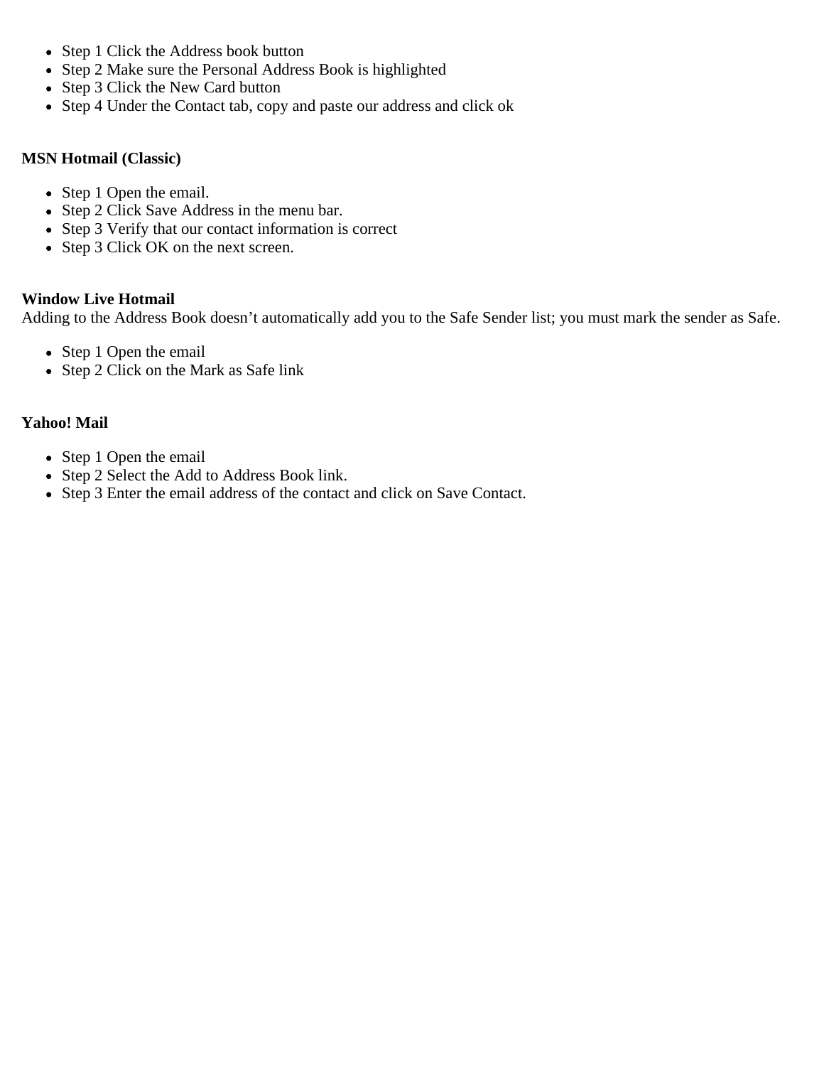- Step 1 Click the Address book button
- Step 2 Make sure the Personal Address Book is highlighted
- Step 3 Click the New Card button
- Step 4 Under the Contact tab, copy and paste our address and click ok

**MSN Hotmail (Classic)**

- Step 1 Open the email.
- Step 2 Click Save Address in the menu bar.
- Step 3 Verify that our contact information is correct
- Step 3 Click OK on the next screen.

**Window Live Hotmail**

Adding to the Address Book doesn't automatically add you to the Safe Sender list; you must mark the sender as Safe.

- Step 1 Open the email
- Step 2 Click on the Mark as Safe link

**Yahoo! Mail**

- Step 1 Open the email
- Step 2 Select the Add to Address Book link.
- Step 3 Enter the email address of the contact and click on Save Contact.